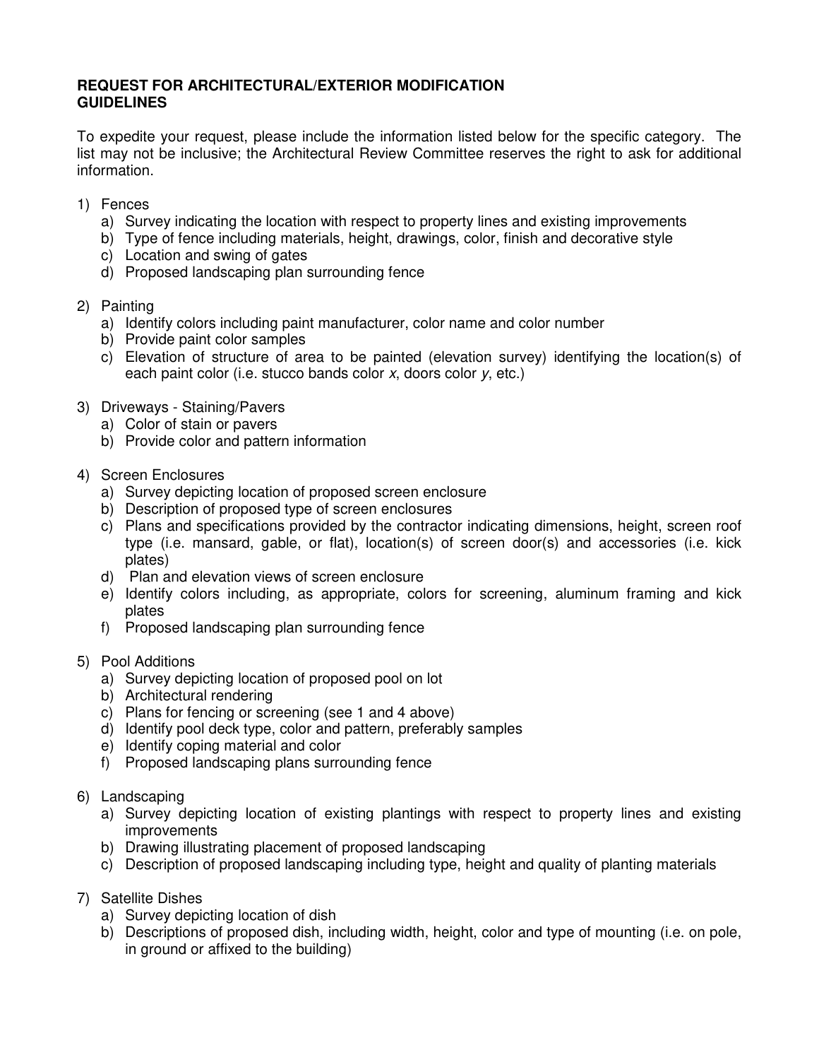**REQUEST FOR ARCHITECTURAL/EXTERIOR MODIFICATION GUIDELINES**

To expedite your request, please include the information listed below for the specific category. The list may not be inclusive; the Architectural Review Committee reserves the right to ask for additional information.

1) Fences
   a) Survey indicating the location with respect to property lines and existing improvements
   b) Type of fence including materials, height, drawings, color, finish and decorative style
   c) Location and swing of gates
   d) Proposed landscaping plan surrounding fence

2) Painting
   a) Identify colors including paint manufacturer, color name and color number
   b) Provide paint color samples
   c) Elevation of structure of area to be painted (elevation survey) identifying the location(s) of each paint color (i.e. stucco bands color *x*, doors color *y*, etc.)

3) Driveways - Staining/Pavers
   a) Color of stain or pavers
   b) Provide color and pattern information

4) Screen Enclosures
   a) Survey depicting location of proposed screen enclosure
   b) Description of proposed type of screen enclosures
   c) Plans and specifications provided by the contractor indicating dimensions, height, screen roof type (i.e. mansard, gable, or flat), location(s) of screen door(s) and accessories (i.e. kick plates)
   d) Plan and elevation views of screen enclosure
   e) Identify colors including, as appropriate, colors for screening, aluminum framing and kick plates
   f) Proposed landscaping plan surrounding fence

5) Pool Additions
   a) Survey depicting location of proposed pool on lot
   b) Architectural rendering
   c) Plans for fencing or screening (see 1 and 4 above)
   d) Identify pool deck type, color and pattern, preferably samples
   e) Identify coping material and color
   f) Proposed landscaping plans surrounding fence

6) Landscaping
   a) Survey depicting location of existing plantings with respect to property lines and existing improvements
   b) Drawing illustrating placement of proposed landscaping
   c) Description of proposed landscaping including type, height and quality of planting materials

7) Satellite Dishes
   a) Survey depicting location of dish
   b) Descriptions of proposed dish, including width, height, color and type of mounting (i.e. on pole, in ground or affixed to the building)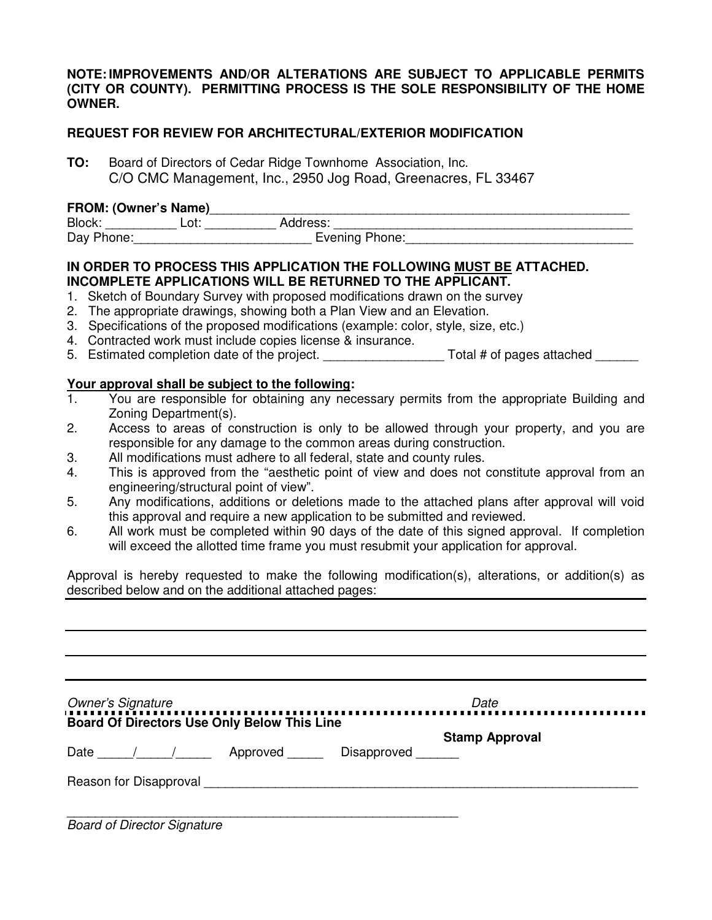**NOTE: IMPROVEMENTS AND/OR ALTERATIONS ARE SUBJECT TO APPLICABLE PERMITS (CITY OR COUNTY). PERMITTING PROCESS IS THE SOLE RESPONSIBILITY OF THE HOME OWNER.**

**REQUEST FOR REVIEW FOR ARCHITECTURAL/EXTERIOR MODIFICATION**

**TO:** Board of Directors of Cedar Ridge Townhome Association, Inc.
C/O CMC Management, Inc., 2950 Jog Road, Greenacres, FL 33467

**FROM: (Owner's Name)**_______________________________________________________________
Block: __________ Lot: __________ Address: ___________________________________________
Day Phone:_________________________ Evening Phone:________________________________

**IN ORDER TO PROCESS THIS APPLICATION THE FOLLOWING MUST BE ATTACHED. INCOMPLETE APPLICATIONS WILL BE RETURNED TO THE APPLICANT.**

1. Sketch of Boundary Survey with proposed modifications drawn on the survey
2. The appropriate drawings, showing both a Plan View and an Elevation.
3. Specifications of the proposed modifications (example: color, style, size, etc.)
4. Contracted work must include copies license & insurance.
5. Estimated completion date of the project. _________________ Total # of pages attached ______

**Your approval shall be subject to the following:**

1. You are responsible for obtaining any necessary permits from the appropriate Building and Zoning Department(s).
2. Access to areas of construction is only to be allowed through your property, and you are responsible for any damage to the common areas during construction.
3. All modifications must adhere to all federal, state and county rules.
4. This is approved from the "aesthetic point of view and does not constitute approval from an engineering/structural point of view".
5. Any modifications, additions or deletions made to the attached plans after approval will void this approval and require a new application to be submitted and reviewed.
6. All work must be completed within 90 days of the date of this signed approval. If completion will exceed the allotted time frame you must resubmit your application for approval.

Approval is hereby requested to make the following modification(s), alterations, or addition(s) as described below and on the additional attached pages:

___________________________________________________________________________

___________________________________________________________________________

___________________________________________________________________________

___________________________________________________________________________

*Owner's Signature* *Date*

**Board Of Directors Use Only Below This Line**

**Stamp Approval**

Date _____/_____/_____ Approved _____ Disapproved ______

Reason for Disapproval _____________________________________________________________

___________________________________________________________
*Board of Director Signature*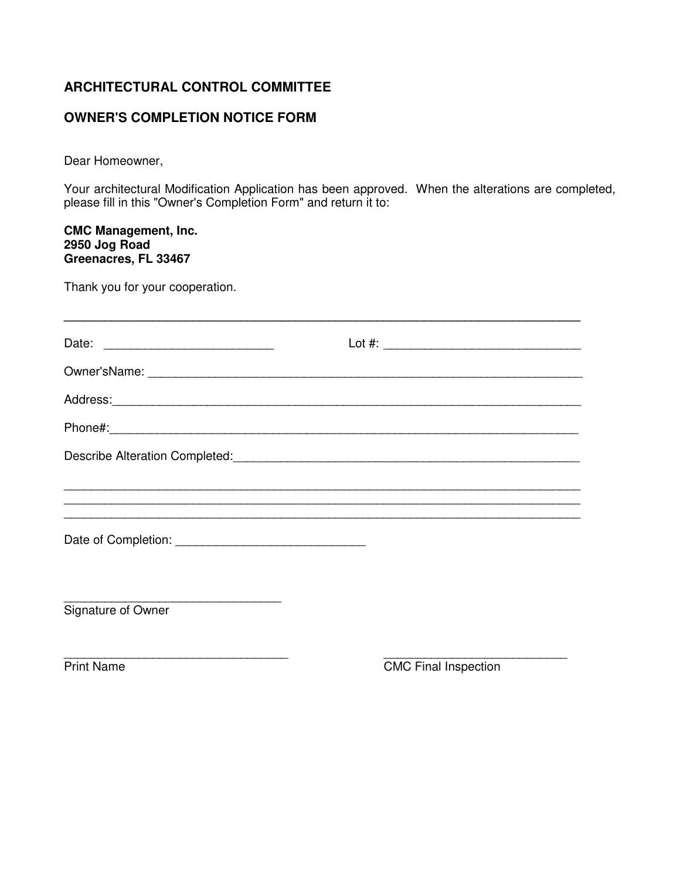## ARCHITECTURAL CONTROL COMMITTEE

## OWNER'S COMPLETION NOTICE FORM

Dear Homeowner,

Your architectural Modification Application has been approved. When the alterations are completed, please fill in this "Owner's Completion Form" and return it to:

**CMC Management, Inc.**
**2950 Jog Road**
**Greenacres, FL 33467**

Thank you for your cooperation.

---

Date: ________________________ Lot #: ____________________________

Owner'sName: ____________________________________________________________

Address:_________________________________________________________________

Phone#:_________________________________________________________________

Describe Alteration Completed:_______________________________________________

_________________________________________________________________________
_________________________________________________________________________
_________________________________________________________________________

Date of Completion: ___________________________

_______________________________
Signature of Owner

________________________________ ___________________________
Print Name CMC Final Inspection